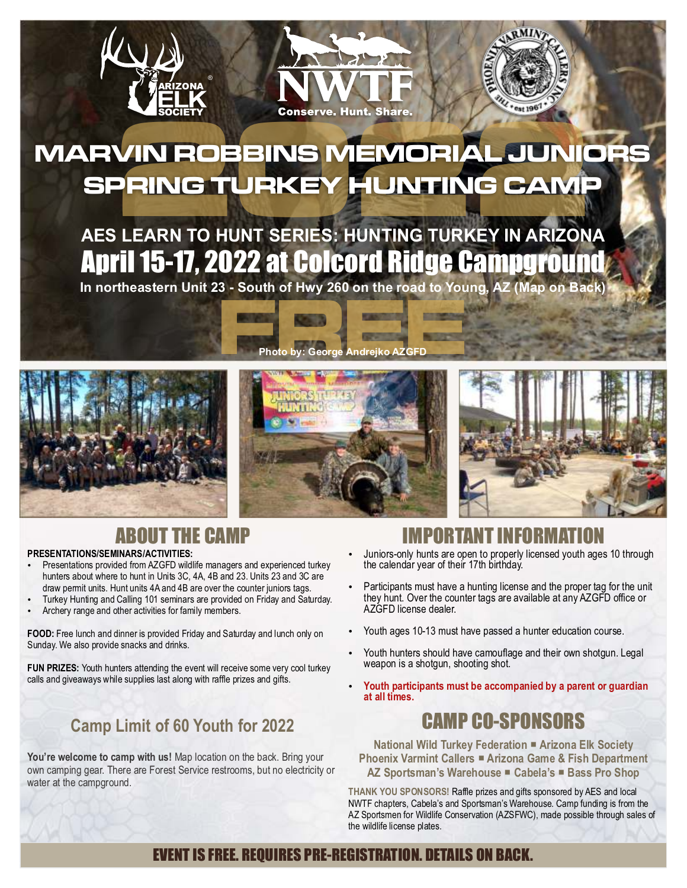ARIZONA ELK SOCIETY

NWTF — Conserve. Hunt. Share.

THE PHOENIX VARMINT CALLERS INC. est 1967

# 2022 MARVIN ROBBINS MEMORIAL JUNIORS SPRING TURKEY HUNTING CAMP

## AES LEARN TO HUNT SERIES: HUNTING TURKEY IN ARIZONA

## April 15-17, 2022 at Colcord Ridge Campground

**In northeastern Unit 23 - South of Hwy 260 on the road to Young, AZ (Map on Back)**

# FREE

Photo by: George Andrejko AZGFD

## ABOUT THE CAMP

**PRESENTATIONS/SEMINARS/ACTIVITIES:**

- Presentations provided from AZGFD wildlife managers and experienced turkey hunters about where to hunt in Units 3C, 4A, 4B and 23. Units 23 and 3C are draw permit units. Hunt units 4A and 4B are over the counter juniors tags.
- Turkey Hunting and Calling 101 seminars are provided on Friday and Saturday.
- Archery range and other activities for family members.

**FOOD:** Free lunch and dinner is provided Friday and Saturday and lunch only on Sunday. We also provide snacks and drinks.

**FUN PRIZES:** Youth hunters attending the event will receive some very cool turkey calls and giveaways while supplies last along with raffle prizes and gifts.

### Camp Limit of 60 Youth for 2022

**You're welcome to camp with us!** Map location on the back. Bring your own camping gear. There are Forest Service restrooms, but no electricity or water at the campground.

## IMPORTANT INFORMATION

- Juniors-only hunts are open to properly licensed youth ages 10 through the calendar year of their 17th birthday.
- Participants must have a hunting license and the proper tag for the unit they hunt. Over the counter tags are available at any AZGFD office or AZGFD license dealer.
- Youth ages 10-13 must have passed a hunter education course.
- Youth hunters should have camouflage and their own shotgun. Legal weapon is a shotgun, shooting shot.
- **Youth participants must be accompanied by a parent or guardian at all times.**

## CAMP CO-SPONSORS

**National Wild Turkey Federation ■ Arizona Elk Society**
**Phoenix Varmint Callers ■ Arizona Game & Fish Department**
**AZ Sportsman's Warehouse ■ Cabela's ■ Bass Pro Shop**

**THANK YOU SPONSORS!** Raffle prizes and gifts sponsored by AES and local NWTF chapters, Cabela's and Sportsman's Warehouse. Camp funding is from the AZ Sportsmen for Wildlife Conservation (AZSFWC), made possible through sales of the wildlife license plates.

**EVENT IS FREE. REQUIRES PRE-REGISTRATION. DETAILS ON BACK.**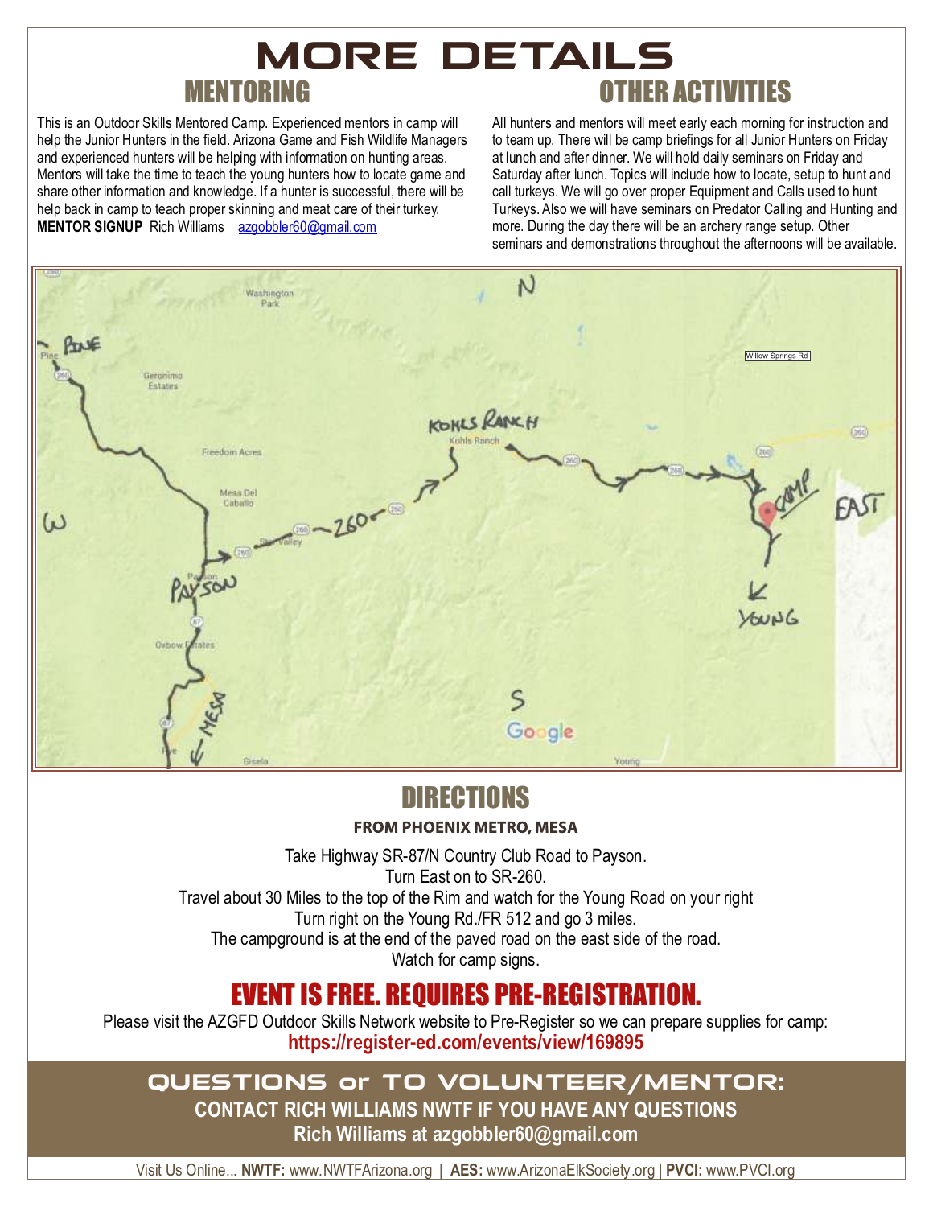# MORE DETAILS

## MENTORING

This is an Outdoor Skills Mentored Camp. Experienced mentors in camp will help the Junior Hunters in the field. Arizona Game and Fish Wildlife Managers and experienced hunters will be helping with information on hunting areas. Mentors will take the time to teach the young hunters how to locate game and share other information and knowledge. If a hunter is successful, there will be help back in camp to teach proper skinning and meat care of their turkey.

**MENTOR SIGNUP** Rich Williams azgobbler60@gmail.com

## OTHER ACTIVITIES

All hunters and mentors will meet early each morning for instruction and to team up. There will be camp briefings for all Junior Hunters on Friday at lunch and after dinner. We will hold daily seminars on Friday and Saturday after lunch. Topics will include how to locate, setup to hunt and call turkeys. We will go over proper Equipment and Calls used to hunt Turkeys. Also we will have seminars on Predator Calling and Hunting and more. During the day there will be an archery range setup. Other seminars and demonstrations throughout the afternoons will be available.

## DIRECTIONS

**FROM PHOENIX METRO, MESA**

Take Highway SR-87/N Country Club Road to Payson.
Turn East on to SR-260.
Travel about 30 Miles to the top of the Rim and watch for the Young Road on your right
Turn right on the Young Rd./FR 512 and go 3 miles.
The campground is at the end of the paved road on the east side of the road.
Watch for camp signs.

## EVENT IS FREE. REQUIRES PRE-REGISTRATION.

Please visit the AZGFD Outdoor Skills Network website to Pre-Register so we can prepare supplies for camp:
**https://register-ed.com/events/view/169895**

## QUESTIONS or TO VOLUNTEER/MENTOR:

**CONTACT RICH WILLIAMS NWTF IF YOU HAVE ANY QUESTIONS**
**Rich Williams at azgobbler60@gmail.com**

Visit Us Online... **NWTF:** www.NWTFArizona.org | **AES:** www.ArizonaElkSociety.org | **PVCI:** www.PVCI.org